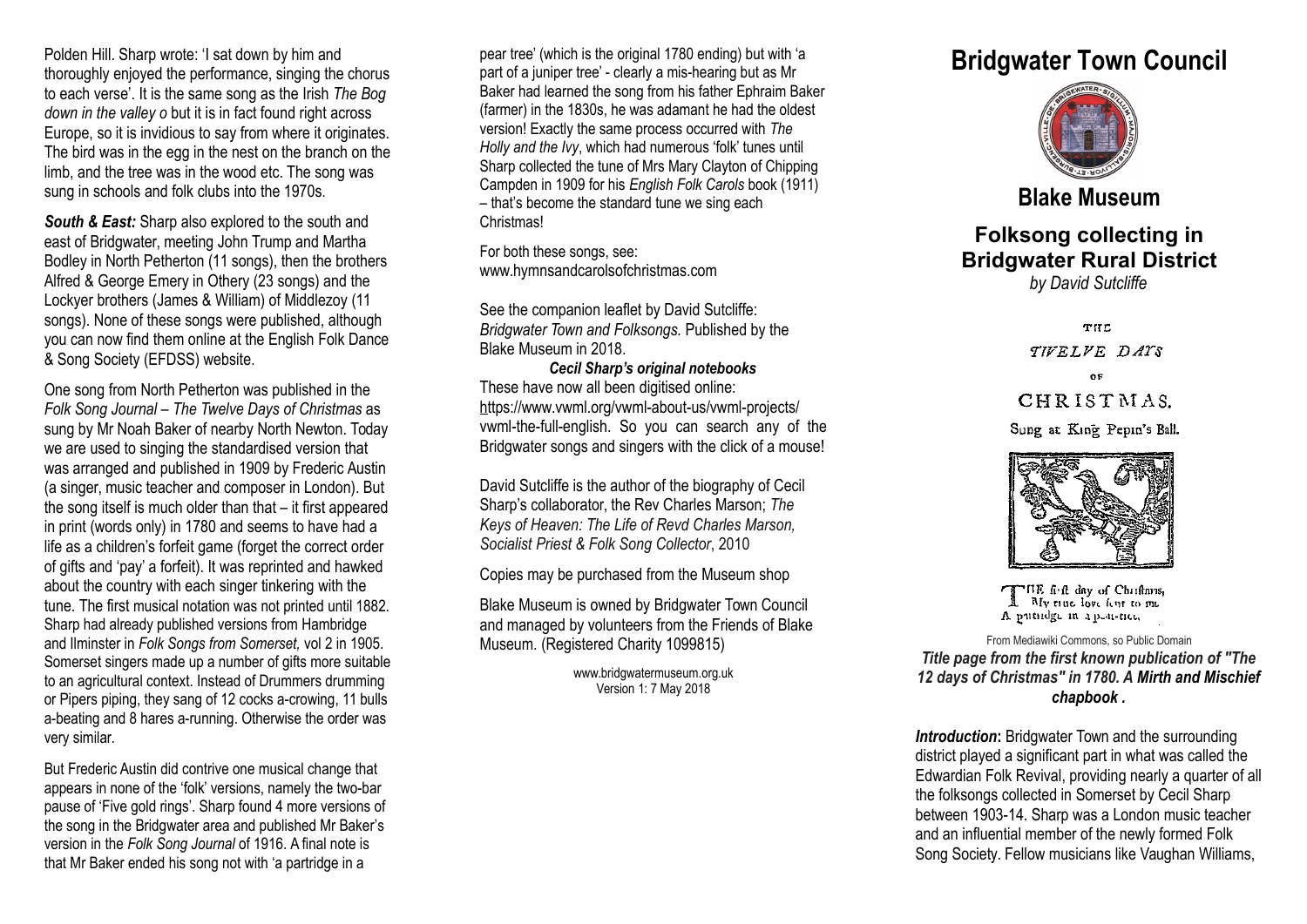Polden Hill. Sharp wrote: 'I sat down by him and thoroughly enjoyed the performance, singing the chorus to each verse'. It is the same song as the Irish *The Bog down in the valley o* but it is in fact found right across Europe, so it is invidious to say from where it originates. The bird was in the egg in the nest on the branch on the limb, and the tree was in the wood etc. The song was sung in schools and folk clubs into the 1970s.

***South & East:*** Sharp also explored to the south and east of Bridgwater, meeting John Trump and Martha Bodley in North Petherton (11 songs), then the brothers Alfred & George Emery in Othery (23 songs) and the Lockyer brothers (James & William) of Middlezoy (11 songs). None of these songs were published, although you can now find them online at the English Folk Dance & Song Society (EFDSS) website.

One song from North Petherton was published in the *Folk Song Journal – The Twelve Days of Christmas* as sung by Mr Noah Baker of nearby North Newton. Today we are used to singing the standardised version that was arranged and published in 1909 by Frederic Austin (a singer, music teacher and composer in London). But the song itself is much older than that – it first appeared in print (words only) in 1780 and seems to have had a life as a children's forfeit game (forget the correct order of gifts and 'pay' a forfeit). It was reprinted and hawked about the country with each singer tinkering with the tune. The first musical notation was not printed until 1882. Sharp had already published versions from Hambridge and Ilminster in *Folk Songs from Somerset,* vol 2 in 1905. Somerset singers made up a number of gifts more suitable to an agricultural context. Instead of Drummers drumming or Pipers piping, they sang of 12 cocks a-crowing, 11 bulls a-beating and 8 hares a-running. Otherwise the order was very similar.

But Frederic Austin did contrive one musical change that appears in none of the 'folk' versions, namely the two-bar pause of 'Five gold rings'. Sharp found 4 more versions of the song in the Bridgwater area and published Mr Baker's version in the *Folk Song Journal* of 1916. A final note is that Mr Baker ended his song not with 'a partridge in a pear tree' (which is the original 1780 ending) but with 'a part of a juniper tree' - clearly a mis-hearing but as Mr Baker had learned the song from his father Ephraim Baker (farmer) in the 1830s, he was adamant he had the oldest version! Exactly the same process occurred with *The Holly and the Ivy*, which had numerous 'folk' tunes until Sharp collected the tune of Mrs Mary Clayton of Chipping Campden in 1909 for his *English Folk Carols* book (1911) – that's become the standard tune we sing each Christmas!

For both these songs, see: www.hymnsandcarolsofchristmas.com

See the companion leaflet by David Sutcliffe: *Bridgwater Town and Folksongs.* Published by the Blake Museum in 2018.

***Cecil Sharp's original notebooks***

These have now all been digitised online: https://www.vwml.org/vwml-about-us/vwml-projects/vwml-the-full-english. So you can search any of the Bridgwater songs and singers with the click of a mouse!

David Sutcliffe is the author of the biography of Cecil Sharp's collaborator, the Rev Charles Marson; *The Keys of Heaven: The Life of Revd Charles Marson, Socialist Priest & Folk Song Collector*, 2010

Copies may be purchased from the Museum shop

Blake Museum is owned by Bridgwater Town Council and managed by volunteers from the Friends of Blake Museum. (Registered Charity 1099815)

www.bridgwatermuseum.org.uk
Version 1: 7 May 2018

# Bridgwater Town Council

## Blake Museum

## Folksong collecting in Bridgwater Rural District

*by David Sutcliffe*

THE TWELVE DAYS OF CHRISTMAS.

Sung at King Pepin's Ball.

THE first day of Christmas,
My true love sent to me
A partridge in a pear-tree.

From Mediawiki Commons, so Public Domain

***Title page from the first known publication of "The 12 days of Christmas" in 1780. A Mirth and Mischief chapbook .***

***Introduction*:** Bridgwater Town and the surrounding district played a significant part in what was called the Edwardian Folk Revival, providing nearly a quarter of all the folksongs collected in Somerset by Cecil Sharp between 1903-14. Sharp was a London music teacher and an influential member of the newly formed Folk Song Society. Fellow musicians like Vaughan Williams,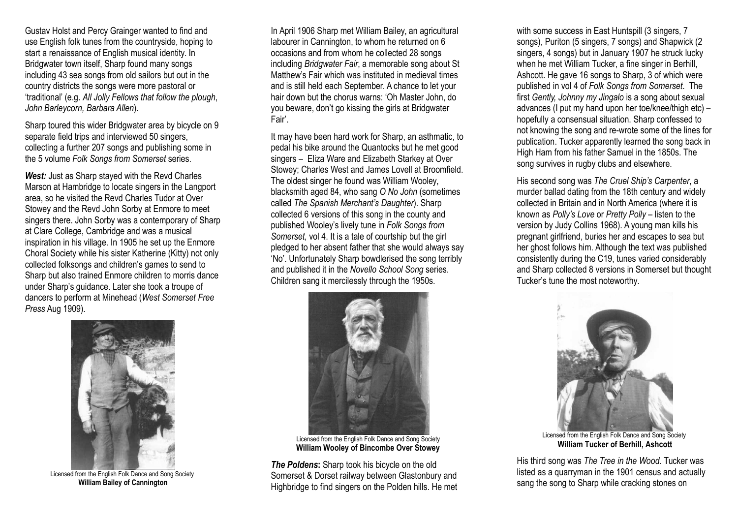Gustav Holst and Percy Grainger wanted to find and use English folk tunes from the countryside, hoping to start a renaissance of English musical identity. In Bridgwater town itself, Sharp found many songs including 43 sea songs from old sailors but out in the country districts the songs were more pastoral or 'traditional' (e.g. *All Jolly Fellows that follow the plough*, *John Barleycorn, Barbara Allen*).

Sharp toured this wider Bridgwater area by bicycle on 9 separate field trips and interviewed 50 singers, collecting a further 207 songs and publishing some in the 5 volume *Folk Songs from Somerset* series.

***West:*** Just as Sharp stayed with the Revd Charles Marson at Hambridge to locate singers in the Langport area, so he visited the Revd Charles Tudor at Over Stowey and the Revd John Sorby at Enmore to meet singers there. John Sorby was a contemporary of Sharp at Clare College, Cambridge and was a musical inspiration in his village. In 1905 he set up the Enmore Choral Society while his sister Katherine (Kitty) not only collected folksongs and children's games to send to Sharp but also trained Enmore children to morris dance under Sharp's guidance. Later she took a troupe of dancers to perform at Minehead (*West Somerset Free Press* Aug 1909).

Licensed from the English Folk Dance and Song Society
**William Bailey of Cannington**

In April 1906 Sharp met William Bailey, an agricultural labourer in Cannington, to whom he returned on 6 occasions and from whom he collected 28 songs including *Bridgwater Fair*, a memorable song about St Matthew's Fair which was instituted in medieval times and is still held each September. A chance to let your hair down but the chorus warns: 'Oh Master John, do you beware, don't go kissing the girls at Bridgwater Fair'.

It may have been hard work for Sharp, an asthmatic, to pedal his bike around the Quantocks but he met good singers – Eliza Ware and Elizabeth Starkey at Over Stowey; Charles West and James Lovell at Broomfield. The oldest singer he found was William Wooley, blacksmith aged 84, who sang *O No John* (sometimes called *The Spanish Merchant's Daughter*). Sharp collected 6 versions of this song in the county and published Wooley's lively tune in *Folk Songs from Somerset,* vol 4. It is a tale of courtship but the girl pledged to her absent father that she would always say 'No'. Unfortunately Sharp bowdlerised the song terribly and published it in the *Novello School Song* series. Children sang it mercilessly through the 1950s.

Licensed from the English Folk Dance and Song Society
**William Wooley of Bincombe Over Stowey**

***The Poldens*:** Sharp took his bicycle on the old Somerset & Dorset railway between Glastonbury and Highbridge to find singers on the Polden hills. He met with some success in East Huntspill (3 singers, 7 songs), Puriton (5 singers, 7 songs) and Shapwick (2 singers, 4 songs) but in January 1907 he struck lucky when he met William Tucker, a fine singer in Berhill, Ashcott. He gave 16 songs to Sharp, 3 of which were published in vol 4 of *Folk Songs from Somerset*. The first *Gently, Johnny my Jingalo* is a song about sexual advances (I put my hand upon her toe/knee/thigh etc) – hopefully a consensual situation. Sharp confessed to not knowing the song and re-wrote some of the lines for publication. Tucker apparently learned the song back in High Ham from his father Samuel in the 1850s. The song survives in rugby clubs and elsewhere.

His second song was *The Cruel Ship's Carpenter*, a murder ballad dating from the 18th century and widely collected in Britain and in North America (where it is known as *Polly's Love* or *Pretty Polly* – listen to the version by Judy Collins 1968). A young man kills his pregnant girlfriend, buries her and escapes to sea but her ghost follows him. Although the text was published consistently during the C19, tunes varied considerably and Sharp collected 8 versions in Somerset but thought Tucker's tune the most noteworthy.

Licensed from the English Folk Dance and Song Society
**William Tucker of Berhill, Ashcott**

His third song was *The Tree in the Wood.* Tucker was listed as a quarryman in the 1901 census and actually sang the song to Sharp while cracking stones on